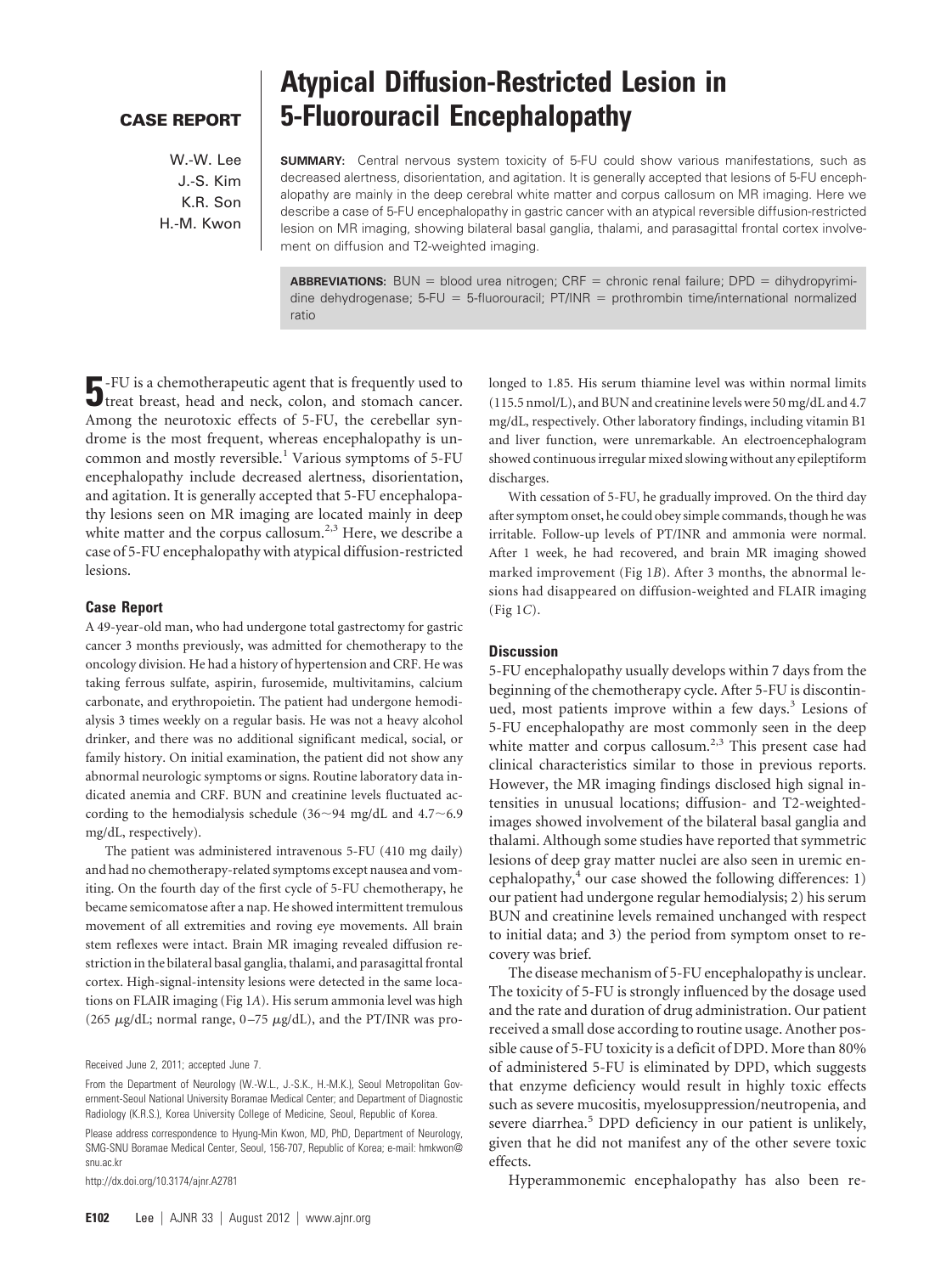**CASE REPORT**

# Atypical Diffusion-Restricted Lesion in 5-Fluorouracil Encephalopathy

W.-W. Lee
J.-S. Kim
K.R. Son
H.-M. Kwon

**SUMMARY:** Central nervous system toxicity of 5-FU could show various manifestations, such as decreased alertness, disorientation, and agitation. It is generally accepted that lesions of 5-FU encephalopathy are mainly in the deep cerebral white matter and corpus callosum on MR imaging. Here we describe a case of 5-FU encephalopathy in gastric cancer with an atypical reversible diffusion-restricted lesion on MR imaging, showing bilateral basal ganglia, thalami, and parasagittal frontal cortex involvement on diffusion and T2-weighted imaging.

**ABBREVIATIONS:** BUN = blood urea nitrogen; CRF = chronic renal failure; DPD = dihydropyrimidine dehydrogenase; 5-FU = 5-fluorouracil; PT/INR = prothrombin time/international normalized ratio

5-FU is a chemotherapeutic agent that is frequently used to treat breast, head and neck, colon, and stomach cancer. Among the neurotoxic effects of 5-FU, the cerebellar syndrome is the most frequent, whereas encephalopathy is uncommon and mostly reversible.[1] Various symptoms of 5-FU encephalopathy include decreased alertness, disorientation, and agitation. It is generally accepted that 5-FU encephalopathy lesions seen on MR imaging are located mainly in deep white matter and the corpus callosum.[2,3] Here, we describe a case of 5-FU encephalopathy with atypical diffusion-restricted lesions.

## Case Report

A 49-year-old man, who had undergone total gastrectomy for gastric cancer 3 months previously, was admitted for chemotherapy to the oncology division. He had a history of hypertension and CRF. He was taking ferrous sulfate, aspirin, furosemide, multivitamins, calcium carbonate, and erythropoietin. The patient had undergone hemodialysis 3 times weekly on a regular basis. He was not a heavy alcohol drinker, and there was no additional significant medical, social, or family history. On initial examination, the patient did not show any abnormal neurologic symptoms or signs. Routine laboratory data indicated anemia and CRF. BUN and creatinine levels fluctuated according to the hemodialysis schedule (36~94 mg/dL and 4.7~6.9 mg/dL, respectively).

The patient was administered intravenous 5-FU (410 mg daily) and had no chemotherapy-related symptoms except nausea and vomiting. On the fourth day of the first cycle of 5-FU chemotherapy, he became semicomatose after a nap. He showed intermittent tremulous movement of all extremities and roving eye movements. All brain stem reflexes were intact. Brain MR imaging revealed diffusion restriction in the bilateral basal ganglia, thalami, and parasagittal frontal cortex. High-signal-intensity lesions were detected in the same locations on FLAIR imaging (Fig 1*A*). His serum ammonia level was high (265 $\mu$g/dL; normal range, 0–75 $\mu$g/dL), and the PT/INR was prolonged to 1.85. His serum thiamine level was within normal limits (115.5 nmol/L), and BUN and creatinine levels were 50 mg/dL and 4.7 mg/dL, respectively. Other laboratory findings, including vitamin B1 and liver function, were unremarkable. An electroencephalogram showed continuous irregular mixed slowing without any epileptiform discharges.

With cessation of 5-FU, he gradually improved. On the third day after symptom onset, he could obey simple commands, though he was irritable. Follow-up levels of PT/INR and ammonia were normal. After 1 week, he had recovered, and brain MR imaging showed marked improvement (Fig 1*B*). After 3 months, the abnormal lesions had disappeared on diffusion-weighted and FLAIR imaging (Fig 1*C*).

## Discussion

5-FU encephalopathy usually develops within 7 days from the beginning of the chemotherapy cycle. After 5-FU is discontinued, most patients improve within a few days.[3] Lesions of 5-FU encephalopathy are most commonly seen in the deep white matter and corpus callosum.[2,3] This present case had clinical characteristics similar to those in previous reports. However, the MR imaging findings disclosed high signal intensities in unusual locations; diffusion- and T2-weighted-images showed involvement of the bilateral basal ganglia and thalami. Although some studies have reported that symmetric lesions of deep gray matter nuclei are also seen in uremic encephalopathy,[4] our case showed the following differences: 1) our patient had undergone regular hemodialysis; 2) his serum BUN and creatinine levels remained unchanged with respect to initial data; and 3) the period from symptom onset to recovery was brief.

The disease mechanism of 5-FU encephalopathy is unclear. The toxicity of 5-FU is strongly influenced by the dosage used and the rate and duration of drug administration. Our patient received a small dose according to routine usage. Another possible cause of 5-FU toxicity is a deficit of DPD. More than 80% of administered 5-FU is eliminated by DPD, which suggests that enzyme deficiency would result in highly toxic effects such as severe mucositis, myelosuppression/neutropenia, and severe diarrhea.[5] DPD deficiency in our patient is unlikely, given that he did not manifest any of the other severe toxic effects.

Hyperammonemic encephalopathy has also been re-

Received June 2, 2011; accepted June 7.

From the Department of Neurology (W.-W.L., J.-S.K., H.-M.K.), Seoul Metropolitan Government-Seoul National University Boramae Medical Center; and Department of Diagnostic Radiology (K.R.S.), Korea University College of Medicine, Seoul, Republic of Korea.

Please address correspondence to Hyung-Min Kwon, MD, PhD, Department of Neurology, SMG-SNU Boramae Medical Center, Seoul, 156-707, Republic of Korea; e-mail: hmkwon@snu.ac.kr

http://dx.doi.org/10.3174/ajnr.A2781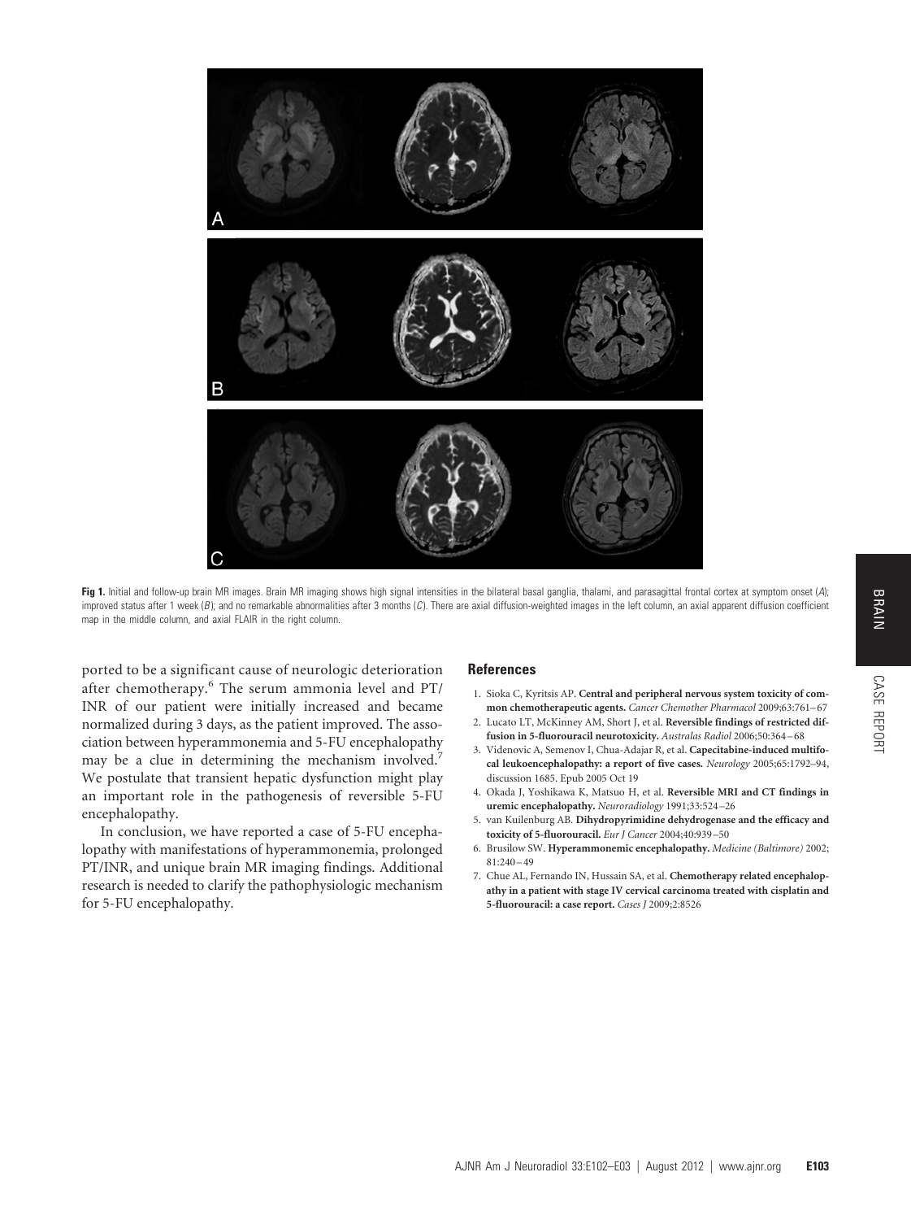**Fig 1.** Initial and follow-up brain MR images. Brain MR imaging shows high signal intensities in the bilateral basal ganglia, thalami, and parasagittal frontal cortex at symptom onset (*A*); improved status after 1 week (*B*); and no remarkable abnormalities after 3 months (*C*). There are axial diffusion-weighted images in the left column, an axial apparent diffusion coefficient map in the middle column, and axial FLAIR in the right column.

ported to be a significant cause of neurologic deterioration after chemotherapy.[6] The serum ammonia level and PT/INR of our patient were initially increased and became normalized during 3 days, as the patient improved. The association between hyperammonemia and 5-FU encephalopathy may be a clue in determining the mechanism involved.[7] We postulate that transient hepatic dysfunction might play an important role in the pathogenesis of reversible 5-FU encephalopathy.

In conclusion, we have reported a case of 5-FU encephalopathy with manifestations of hyperammonemia, prolonged PT/INR, and unique brain MR imaging findings. Additional research is needed to clarify the pathophysiologic mechanism for 5-FU encephalopathy.

## References

1. Sioka C, Kyritsis AP. **Central and peripheral nervous system toxicity of common chemotherapeutic agents.** *Cancer Chemother Pharmacol* 2009;63:761–67
2. Lucato LT, McKinney AM, Short J, et al. **Reversible findings of restricted diffusion in 5-fluorouracil neurotoxicity.** *Australas Radiol* 2006;50:364–68
3. Videnovic A, Semenov I, Chua-Adajar R, et al. **Capecitabine-induced multifocal leukoencephalopathy: a report of five cases.** *Neurology* 2005;65:1792–94, discussion 1685. Epub 2005 Oct 19
4. Okada J, Yoshikawa K, Matsuo H, et al. **Reversible MRI and CT findings in uremic encephalopathy.** *Neuroradiology* 1991;33:524–26
5. van Kuilenburg AB. **Dihydropyrimidine dehydrogenase and the efficacy and toxicity of 5-fluorouracil.** *Eur J Cancer* 2004;40:939–50
6. Brusilow SW. **Hyperammonemic encephalopathy.** *Medicine (Baltimore)* 2002; 81:240–49
7. Chue AL, Fernando IN, Hussain SA, et al. **Chemotherapy related encephalopathy in a patient with stage IV cervical carcinoma treated with cisplatin and 5-fluorouracil: a case report.** *Cases J* 2009;2:8526